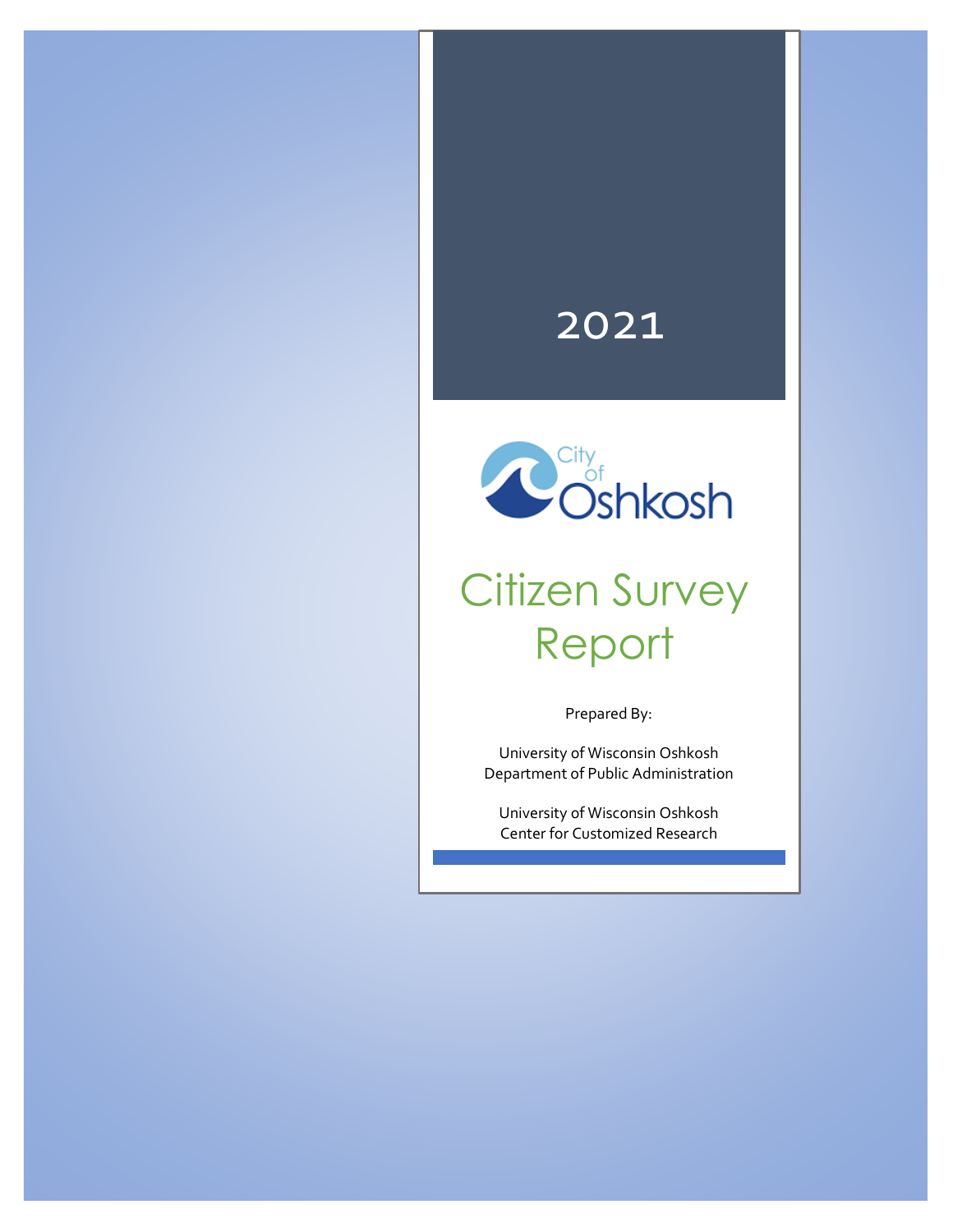# 2021

City of Oshkosh

# Citizen Survey Report

Prepared By:

University of Wisconsin Oshkosh
Department of Public Administration

University of Wisconsin Oshkosh
Center for Customized Research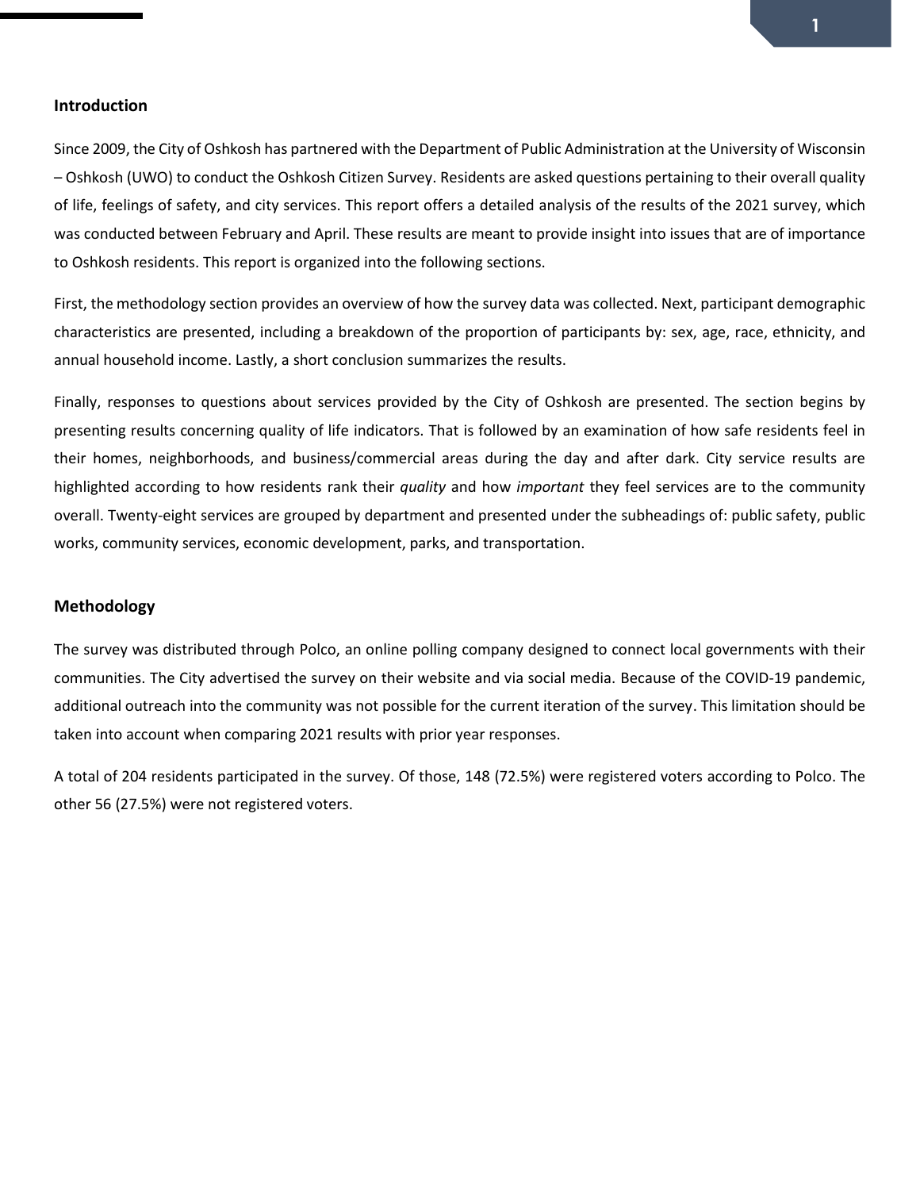## Introduction

Since 2009, the City of Oshkosh has partnered with the Department of Public Administration at the University of Wisconsin – Oshkosh (UWO) to conduct the Oshkosh Citizen Survey. Residents are asked questions pertaining to their overall quality of life, feelings of safety, and city services. This report offers a detailed analysis of the results of the 2021 survey, which was conducted between February and April. These results are meant to provide insight into issues that are of importance to Oshkosh residents. This report is organized into the following sections.

First, the methodology section provides an overview of how the survey data was collected. Next, participant demographic characteristics are presented, including a breakdown of the proportion of participants by: sex, age, race, ethnicity, and annual household income. Lastly, a short conclusion summarizes the results.

Finally, responses to questions about services provided by the City of Oshkosh are presented. The section begins by presenting results concerning quality of life indicators. That is followed by an examination of how safe residents feel in their homes, neighborhoods, and business/commercial areas during the day and after dark. City service results are highlighted according to how residents rank their *quality* and how *important* they feel services are to the community overall. Twenty-eight services are grouped by department and presented under the subheadings of: public safety, public works, community services, economic development, parks, and transportation.

## Methodology

The survey was distributed through Polco, an online polling company designed to connect local governments with their communities. The City advertised the survey on their website and via social media. Because of the COVID-19 pandemic, additional outreach into the community was not possible for the current iteration of the survey. This limitation should be taken into account when comparing 2021 results with prior year responses.

A total of 204 residents participated in the survey. Of those, 148 (72.5%) were registered voters according to Polco. The other 56 (27.5%) were not registered voters.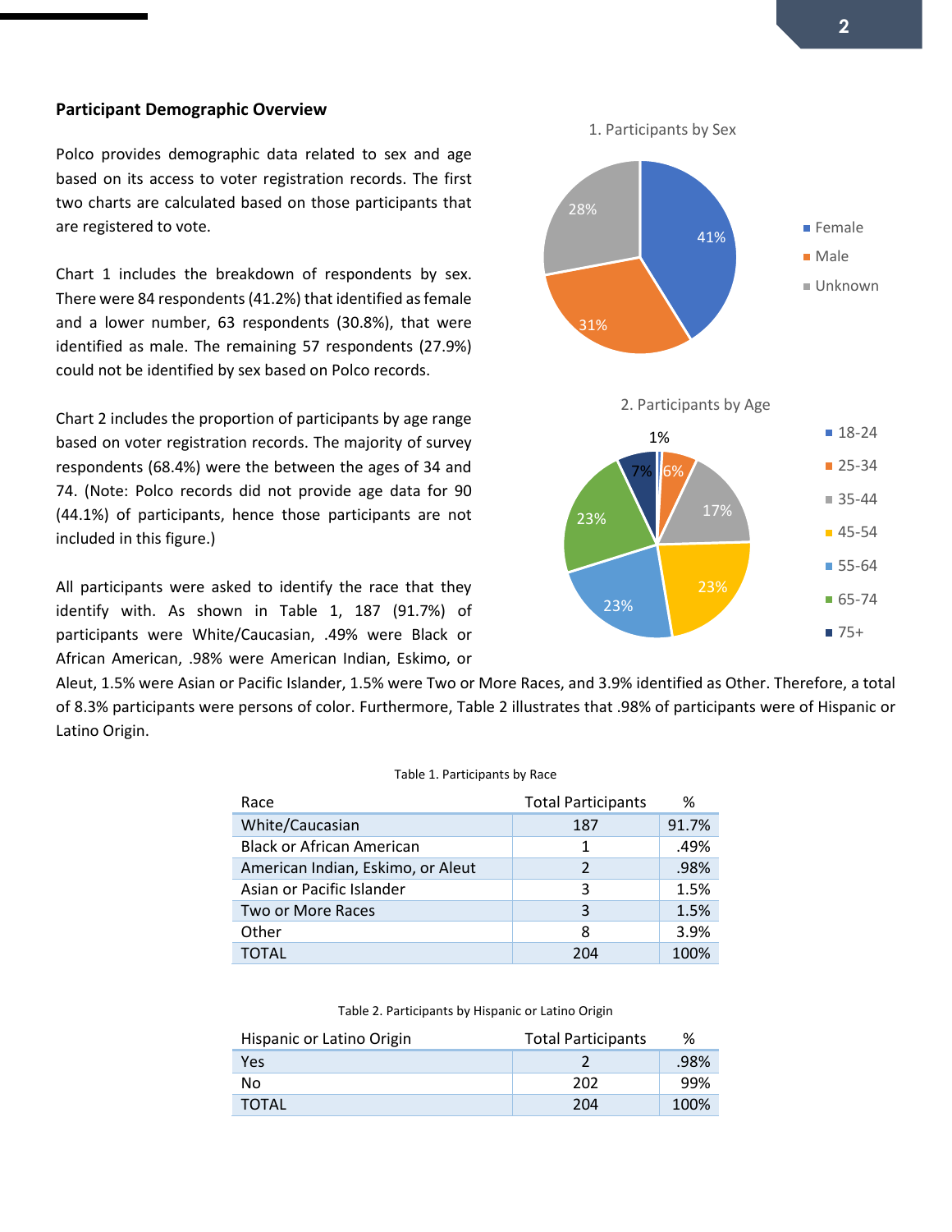## Participant Demographic Overview

Polco provides demographic data related to sex and age based on its access to voter registration records. The first two charts are calculated based on those participants that are registered to vote.

Chart 1 includes the breakdown of respondents by sex. There were 84 respondents (41.2%) that identified as female and a lower number, 63 respondents (30.8%), that were identified as male. The remaining 57 respondents (27.9%) could not be identified by sex based on Polco records.

Chart 2 includes the proportion of participants by age range based on voter registration records. The majority of survey respondents (68.4%) were the between the ages of 34 and 74. (Note: Polco records did not provide age data for 90 (44.1%) of participants, hence those participants are not included in this figure.)

1. Participants by Sex

| Sex | % |
|---|---|
| Female | 41% |
| Male | 31% |
| Unknown | 28% |

2. Participants by Age

| Age | % |
|---|---|
| 18-24 | 1% |
| 25-34 | 6% |
| 35-44 | 17% |
| 45-54 | 23% |
| 55-64 | 23% |
| 65-74 | 23% |
| 75+ | 7% |

All participants were asked to identify the race that they identify with. As shown in Table 1, 187 (91.7%) of participants were White/Caucasian, .49% were Black or African American, .98% were American Indian, Eskimo, or Aleut, 1.5% were Asian or Pacific Islander, 1.5% were Two or More Races, and 3.9% identified as Other. Therefore, a total of 8.3% participants were persons of color. Furthermore, Table 2 illustrates that .98% of participants were of Hispanic or Latino Origin.

Table 1. Participants by Race

| Race | Total Participants | % |
|---|---|---|
| White/Caucasian | 187 | 91.7% |
| Black or African American | 1 | .49% |
| American Indian, Eskimo, or Aleut | 2 | .98% |
| Asian or Pacific Islander | 3 | 1.5% |
| Two or More Races | 3 | 1.5% |
| Other | 8 | 3.9% |
| TOTAL | 204 | 100% |

Table 2. Participants by Hispanic or Latino Origin

| Hispanic or Latino Origin | Total Participants | % |
|---|---|---|
| Yes | 2 | .98% |
| No | 202 | 99% |
| TOTAL | 204 | 100% |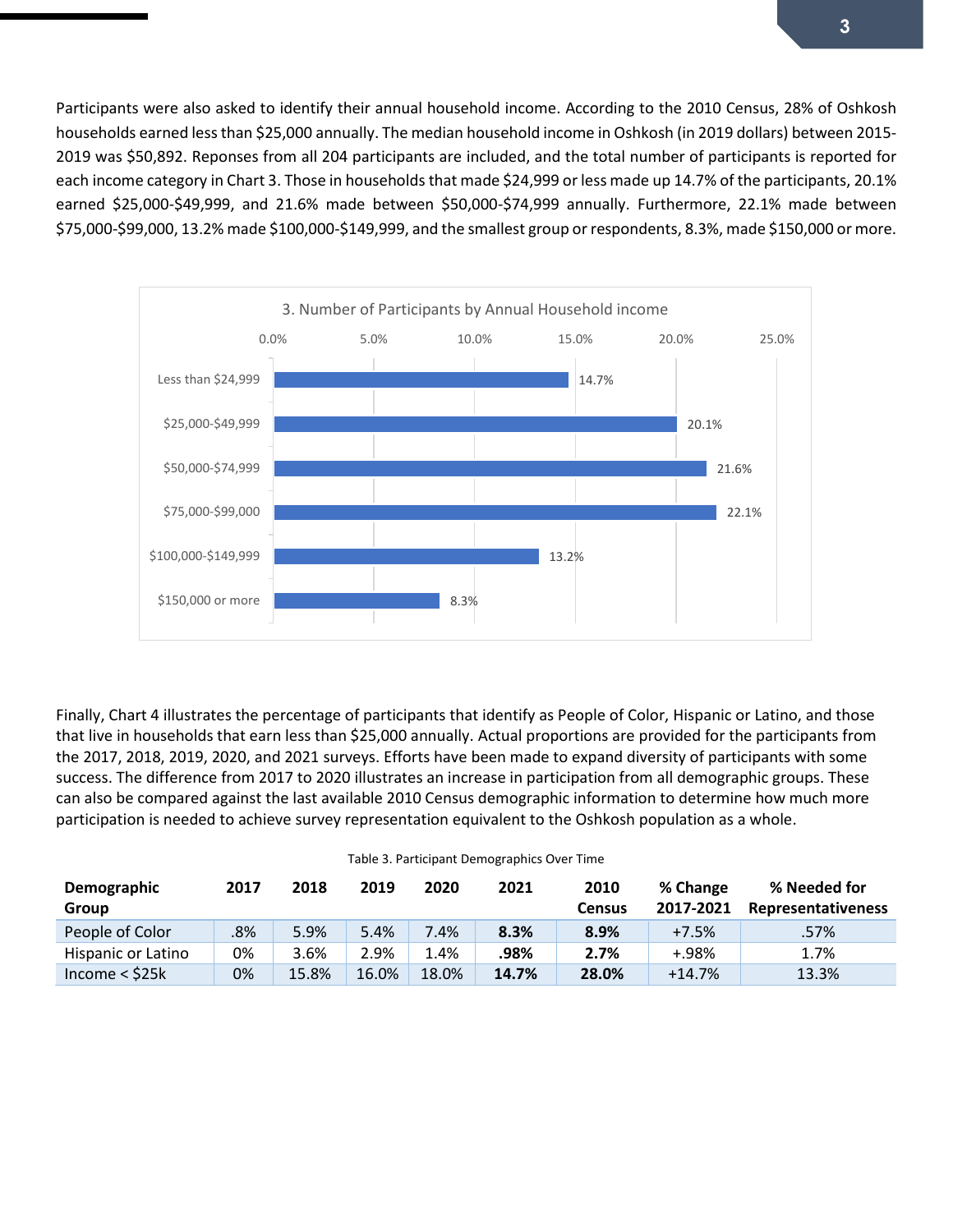Participants were also asked to identify their annual household income. According to the 2010 Census, 28% of Oshkosh households earned less than $25,000 annually. The median household income in Oshkosh (in 2019 dollars) between 2015-2019 was $50,892. Reponses from all 204 participants are included, and the total number of participants is reported for each income category in Chart 3. Those in households that made $24,999 or less made up 14.7% of the participants, 20.1% earned $25,000-$49,999, and 21.6% made between $50,000-$74,999 annually. Furthermore, 22.1% made between $75,000-$99,000, 13.2% made $100,000-$149,999, and the smallest group or respondents, 8.3%, made $150,000 or more.

**3. Number of Participants by Annual Household income**

| Annual Household Income | Percent |
|---|---|
| Less than $24,999 | 14.7% |
| $25,000-$49,999 | 20.1% |
| $50,000-$74,999 | 21.6% |
| $75,000-$99,000 | 22.1% |
| $100,000-$149,999 | 13.2% |
| $150,000 or more | 8.3% |

Finally, Chart 4 illustrates the percentage of participants that identify as People of Color, Hispanic or Latino, and those that live in households that earn less than $25,000 annually. Actual proportions are provided for the participants from the 2017, 2018, 2019, 2020, and 2021 surveys. Efforts have been made to expand diversity of participants with some success. The difference from 2017 to 2020 illustrates an increase in participation from all demographic groups. These can also be compared against the last available 2010 Census demographic information to determine how much more participation is needed to achieve survey representation equivalent to the Oshkosh population as a whole.

Table 3. Participant Demographics Over Time

| Demographic Group | 2017 | 2018 | 2019 | 2020 | 2021 | 2010 Census | % Change 2017-2021 | % Needed for Representativeness |
|---|---|---|---|---|---|---|---|---|
| People of Color | .8% | 5.9% | 5.4% | 7.4% | **8.3%** | **8.9%** | +7.5% | .57% |
| Hispanic or Latino | 0% | 3.6% | 2.9% | 1.4% | **.98%** | **2.7%** | +.98% | 1.7% |
| Income < $25k | 0% | 15.8% | 16.0% | 18.0% | **14.7%** | **28.0%** | +14.7% | 13.3% |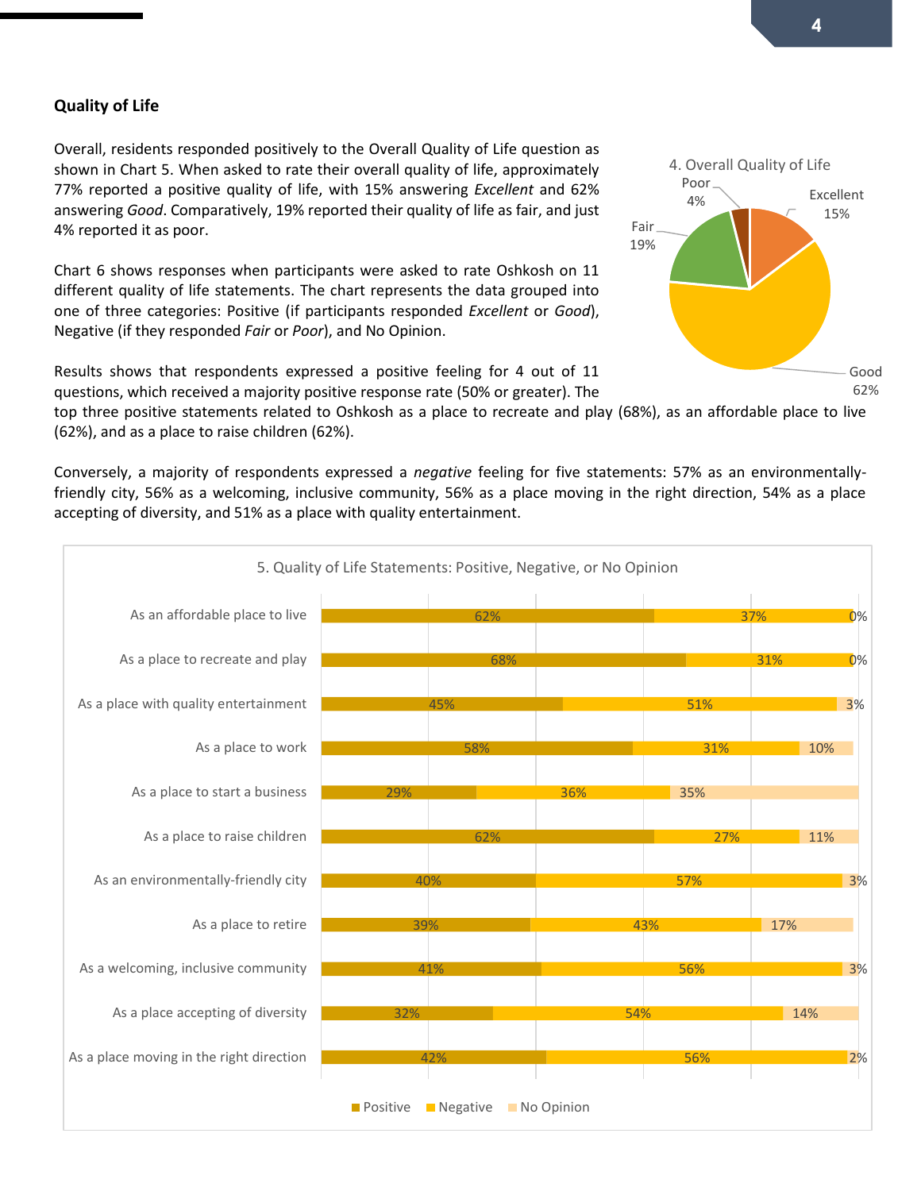## Quality of Life

Overall, residents responded positively to the Overall Quality of Life question as shown in Chart 5. When asked to rate their overall quality of life, approximately 77% reported a positive quality of life, with 15% answering *Excellent* and 62% answering *Good*. Comparatively, 19% reported their quality of life as fair, and just 4% reported it as poor.

**4. Overall Quality of Life**

| Response | Percent |
| --- | --- |
| Excellent | 15% |
| Good | 62% |
| Fair | 19% |
| Poor | 4% |

Chart 6 shows responses when participants were asked to rate Oshkosh on 11 different quality of life statements. The chart represents the data grouped into one of three categories: Positive (if participants responded *Excellent* or *Good*), Negative (if they responded *Fair* or *Poor*), and No Opinion.

Results shows that respondents expressed a positive feeling for 4 out of 11 questions, which received a majority positive response rate (50% or greater). The top three positive statements related to Oshkosh as a place to recreate and play (68%), as an affordable place to live (62%), and as a place to raise children (62%).

Conversely, a majority of respondents expressed a *negative* feeling for five statements: 57% as an environmentally-friendly city, 56% as a welcoming, inclusive community, 56% as a place moving in the right direction, 54% as a place accepting of diversity, and 51% as a place with quality entertainment.

**5. Quality of Life Statements: Positive, Negative, or No Opinion**

| Statement | Positive | Negative | No Opinion |
| --- | --- | --- | --- |
| As an affordable place to live | 62% | 37% | 0% |
| As a place to recreate and play | 68% | 31% | 0% |
| As a place with quality entertainment | 45% | 51% | 3% |
| As a place to work | 58% | 31% | 10% |
| As a place to start a business | 29% | 36% | 35% |
| As a place to raise children | 62% | 27% | 11% |
| As an environmentally-friendly city | 40% | 57% | 3% |
| As a place to retire | 39% | 43% | 17% |
| As a welcoming, inclusive community | 41% | 56% | 3% |
| As a place accepting of diversity | 32% | 54% | 14% |
| As a place moving in the right direction | 42% | 56% | 2% |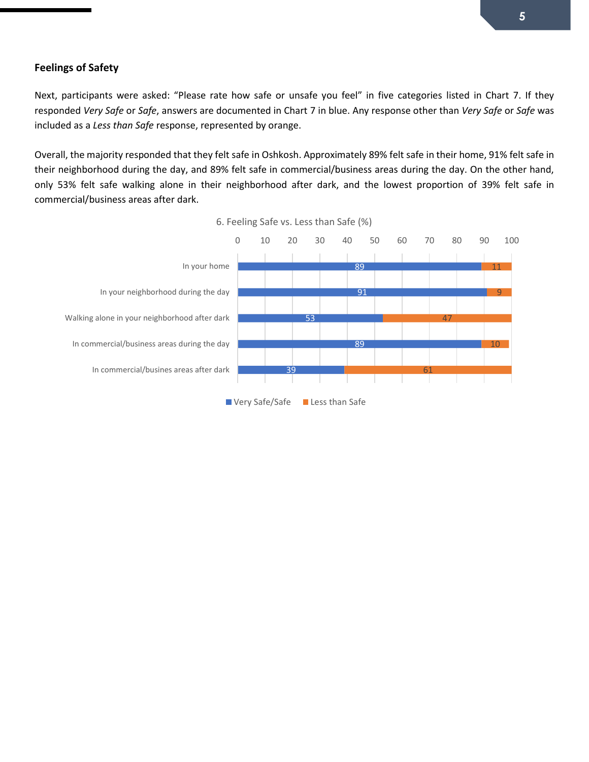## Feelings of Safety

Next, participants were asked: "Please rate how safe or unsafe you feel" in five categories listed in Chart 7. If they responded *Very Safe* or *Safe*, answers are documented in Chart 7 in blue. Any response other than *Very Safe* or *Safe* was included as a *Less than Safe* response, represented by orange.

Overall, the majority responded that they felt safe in Oshkosh. Approximately 89% felt safe in their home, 91% felt safe in their neighborhood during the day, and 89% felt safe in commercial/business areas during the day. On the other hand, only 53% felt safe walking alone in their neighborhood after dark, and the lowest proportion of 39% felt safe in commercial/business areas after dark.

6. Feeling Safe vs. Less than Safe (%)

| | Very Safe/Safe | Less than Safe |
|---|---|---|
| In your home | 89 | 11 |
| In your neighborhood during the day | 91 | 9 |
| Walking alone in your neighborhood after dark | 53 | 47 |
| In commercial/business areas during the day | 89 | 10 |
| In commercial/busines areas after dark | 39 | 61 |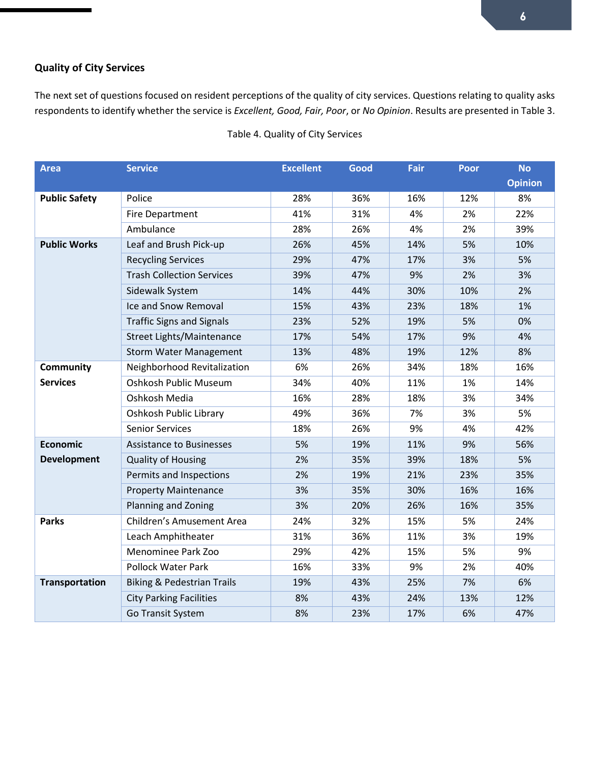### Quality of City Services

The next set of questions focused on resident perceptions of the quality of city services. Questions relating to quality asks respondents to identify whether the service is *Excellent, Good, Fair, Poor*, or *No Opinion*. Results are presented in Table 3.

Table 4. Quality of City Services

| Area | Service | Excellent | Good | Fair | Poor | No Opinion |
|---|---|---|---|---|---|---|
| **Public Safety** | Police | 28% | 36% | 16% | 12% | 8% |
| | Fire Department | 41% | 31% | 4% | 2% | 22% |
| | Ambulance | 28% | 26% | 4% | 2% | 39% |
| **Public Works** | Leaf and Brush Pick-up | 26% | 45% | 14% | 5% | 10% |
| | Recycling Services | 29% | 47% | 17% | 3% | 5% |
| | Trash Collection Services | 39% | 47% | 9% | 2% | 3% |
| | Sidewalk System | 14% | 44% | 30% | 10% | 2% |
| | Ice and Snow Removal | 15% | 43% | 23% | 18% | 1% |
| | Traffic Signs and Signals | 23% | 52% | 19% | 5% | 0% |
| | Street Lights/Maintenance | 17% | 54% | 17% | 9% | 4% |
| | Storm Water Management | 13% | 48% | 19% | 12% | 8% |
| **Community Services** | Neighborhood Revitalization | 6% | 26% | 34% | 18% | 16% |
| | Oshkosh Public Museum | 34% | 40% | 11% | 1% | 14% |
| | Oshkosh Media | 16% | 28% | 18% | 3% | 34% |
| | Oshkosh Public Library | 49% | 36% | 7% | 3% | 5% |
| | Senior Services | 18% | 26% | 9% | 4% | 42% |
| **Economic Development** | Assistance to Businesses | 5% | 19% | 11% | 9% | 56% |
| | Quality of Housing | 2% | 35% | 39% | 18% | 5% |
| | Permits and Inspections | 2% | 19% | 21% | 23% | 35% |
| | Property Maintenance | 3% | 35% | 30% | 16% | 16% |
| | Planning and Zoning | 3% | 20% | 26% | 16% | 35% |
| **Parks** | Children's Amusement Area | 24% | 32% | 15% | 5% | 24% |
| | Leach Amphitheater | 31% | 36% | 11% | 3% | 19% |
| | Menominee Park Zoo | 29% | 42% | 15% | 5% | 9% |
| | Pollock Water Park | 16% | 33% | 9% | 2% | 40% |
| **Transportation** | Biking & Pedestrian Trails | 19% | 43% | 25% | 7% | 6% |
| | City Parking Facilities | 8% | 43% | 24% | 13% | 12% |
| | Go Transit System | 8% | 23% | 17% | 6% | 47% |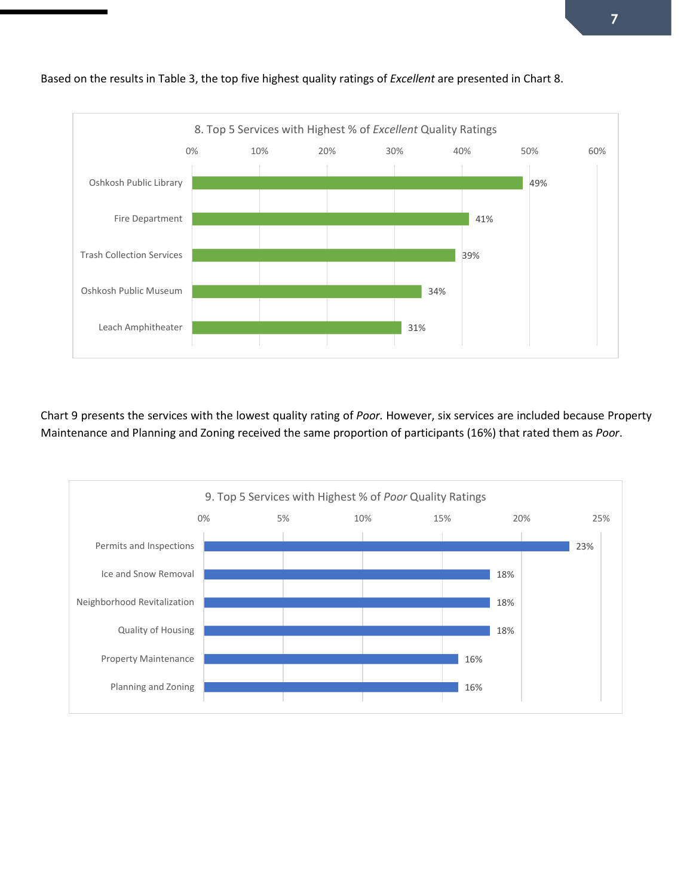Based on the results in Table 3, the top five highest quality ratings of *Excellent* are presented in Chart 8.

8. Top 5 Services with Highest % of *Excellent* Quality Ratings

| Service | % |
|---|---|
| Oshkosh Public Library | 49% |
| Fire Department | 41% |
| Trash Collection Services | 39% |
| Oshkosh Public Museum | 34% |
| Leach Amphitheater | 31% |

Chart 9 presents the services with the lowest quality rating of *Poor.* However, six services are included because Property Maintenance and Planning and Zoning received the same proportion of participants (16%) that rated them as *Poor*.

9. Top 5 Services with Highest % of *Poor* Quality Ratings

| Service | % |
|---|---|
| Permits and Inspections | 23% |
| Ice and Snow Removal | 18% |
| Neighborhood Revitalization | 18% |
| Quality of Housing | 18% |
| Property Maintenance | 16% |
| Planning and Zoning | 16% |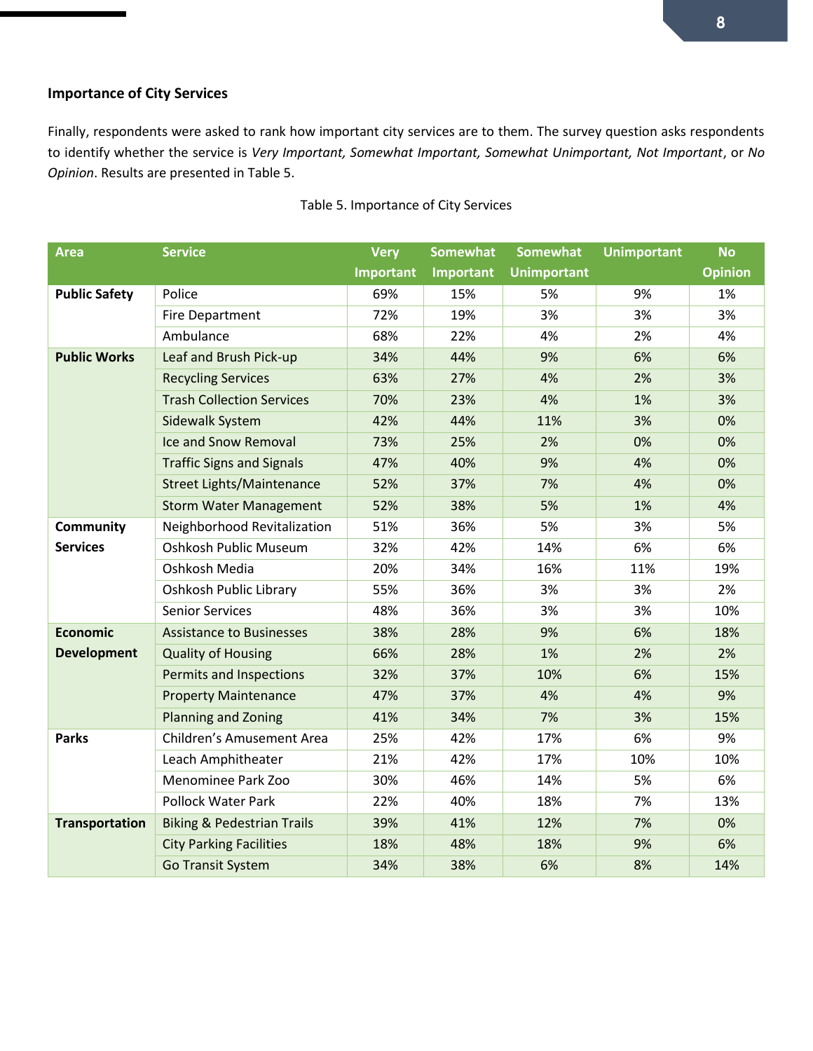## Importance of City Services

Finally, respondents were asked to rank how important city services are to them. The survey question asks respondents to identify whether the service is *Very Important, Somewhat Important, Somewhat Unimportant, Not Important*, or *No Opinion*. Results are presented in Table 5.

Table 5. Importance of City Services

| Area | Service | Very Important | Somewhat Important | Somewhat Unimportant | Unimportant | No Opinion |
|---|---|---|---|---|---|---|
| **Public Safety** | Police | 69% | 15% | 5% | 9% | 1% |
| | Fire Department | 72% | 19% | 3% | 3% | 3% |
| | Ambulance | 68% | 22% | 4% | 2% | 4% |
| **Public Works** | Leaf and Brush Pick-up | 34% | 44% | 9% | 6% | 6% |
| | Recycling Services | 63% | 27% | 4% | 2% | 3% |
| | Trash Collection Services | 70% | 23% | 4% | 1% | 3% |
| | Sidewalk System | 42% | 44% | 11% | 3% | 0% |
| | Ice and Snow Removal | 73% | 25% | 2% | 0% | 0% |
| | Traffic Signs and Signals | 47% | 40% | 9% | 4% | 0% |
| | Street Lights/Maintenance | 52% | 37% | 7% | 4% | 0% |
| | Storm Water Management | 52% | 38% | 5% | 1% | 4% |
| **Community Services** | Neighborhood Revitalization | 51% | 36% | 5% | 3% | 5% |
| | Oshkosh Public Museum | 32% | 42% | 14% | 6% | 6% |
| | Oshkosh Media | 20% | 34% | 16% | 11% | 19% |
| | Oshkosh Public Library | 55% | 36% | 3% | 3% | 2% |
| | Senior Services | 48% | 36% | 3% | 3% | 10% |
| **Economic Development** | Assistance to Businesses | 38% | 28% | 9% | 6% | 18% |
| | Quality of Housing | 66% | 28% | 1% | 2% | 2% |
| | Permits and Inspections | 32% | 37% | 10% | 6% | 15% |
| | Property Maintenance | 47% | 37% | 4% | 4% | 9% |
| | Planning and Zoning | 41% | 34% | 7% | 3% | 15% |
| **Parks** | Children's Amusement Area | 25% | 42% | 17% | 6% | 9% |
| | Leach Amphitheater | 21% | 42% | 17% | 10% | 10% |
| | Menominee Park Zoo | 30% | 46% | 14% | 5% | 6% |
| | Pollock Water Park | 22% | 40% | 18% | 7% | 13% |
| **Transportation** | Biking & Pedestrian Trails | 39% | 41% | 12% | 7% | 0% |
| | City Parking Facilities | 18% | 48% | 18% | 9% | 6% |
| | Go Transit System | 34% | 38% | 6% | 8% | 14% |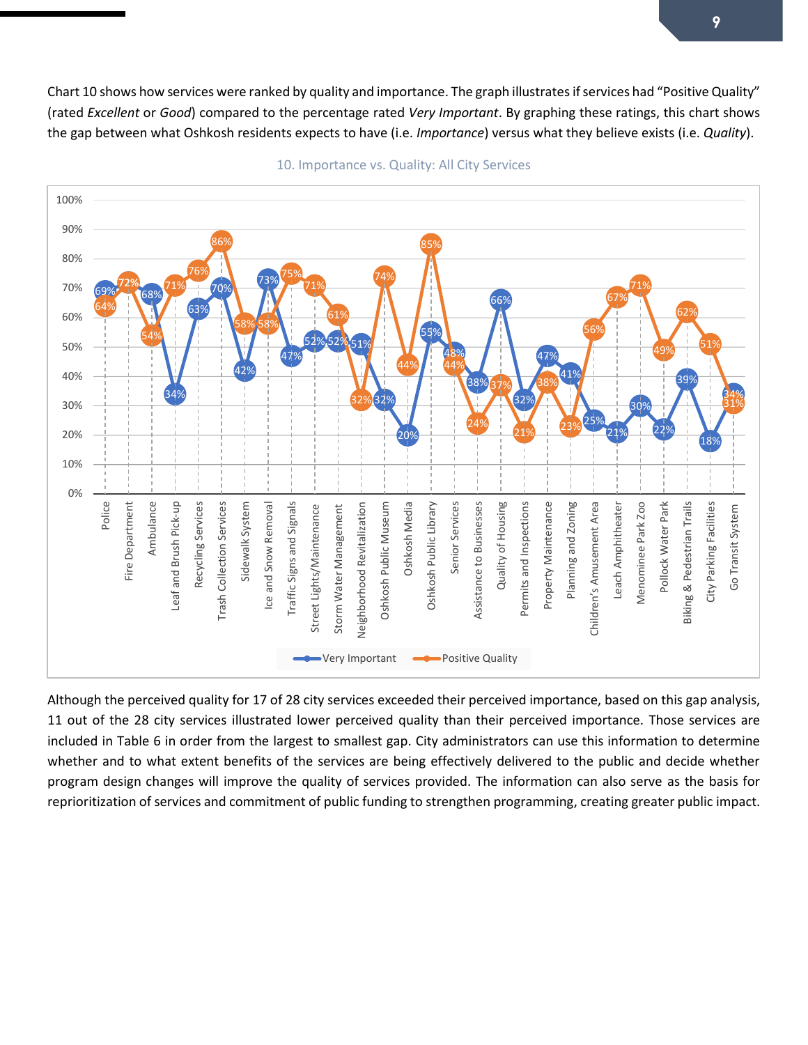Chart 10 shows how services were ranked by quality and importance. The graph illustrates if services had "Positive Quality" (rated *Excellent* or *Good*) compared to the percentage rated *Very Important*. By graphing these ratings, this chart shows the gap between what Oshkosh residents expects to have (i.e. *Importance*) versus what they believe exists (i.e. *Quality*).

10. Importance vs. Quality: All City Services

| Service | Very Important | Positive Quality |
| --- | --- | --- |
| Police | 69% | 64% |
| Fire Department | 72% | 72% |
| Ambulance | 68% | 54% |
| Leaf and Brush Pick-up | 34% | 71% |
| Recycling Services | 63% | 76% |
| Trash Collection Services | 70% | 86% |
| Sidewalk System | 42% | 58% |
| Ice and Snow Removal | 73% | 58% |
| Traffic Signs and Signals | 47% | 75% |
| Street Lights/Maintenance | 52% | 71% |
| Storm Water Management | 52% | 61% |
| Neighborhood Revitalization | 51% | 32% |
| Oshkosh Public Museum | 32% | 74% |
| Oshkosh Media | 20% | 44% |
| Oshkosh Public Library | 55% | 85% |
| Senior Services | 48% | 44% |
| Assistance to Businesses | 38% | 24% |
| Quality of Housing | 66% | 37% |
| Permits and Inspections | 32% | 21% |
| Property Maintenance | 47% | 38% |
| Planning and Zoning | 41% | 23% |
| Children's Amusement Area | 25% | 56% |
| Leach Amphitheater | 21% | 67% |
| Menominee Park Zoo | 30% | 71% |
| Pollock Water Park | 22% | 49% |
| Biking & Pedestrian Trails | 39% | 62% |
| City Parking Facilities | 18% | 51% |
| Go Transit System | 34% | 31% |

Although the perceived quality for 17 of 28 city services exceeded their perceived importance, based on this gap analysis, 11 out of the 28 city services illustrated lower perceived quality than their perceived importance. Those services are included in Table 6 in order from the largest to smallest gap. City administrators can use this information to determine whether and to what extent benefits of the services are being effectively delivered to the public and decide whether program design changes will improve the quality of services provided. The information can also serve as the basis for reprioritization of services and commitment of public funding to strengthen programming, creating greater public impact.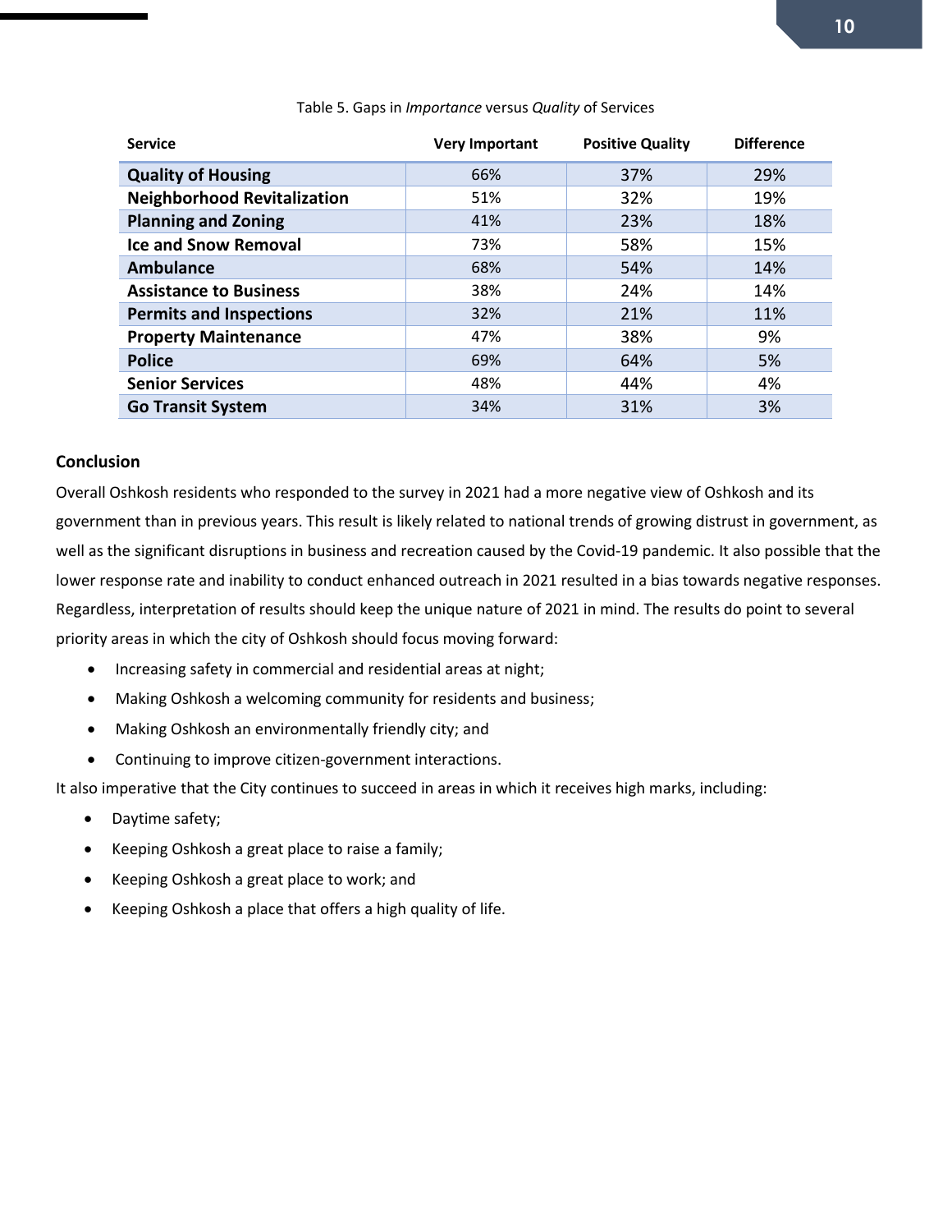Table 5. Gaps in *Importance* versus *Quality* of Services

| Service | Very Important | Positive Quality | Difference |
|---|---|---|---|
| **Quality of Housing** | 66% | 37% | 29% |
| **Neighborhood Revitalization** | 51% | 32% | 19% |
| **Planning and Zoning** | 41% | 23% | 18% |
| **Ice and Snow Removal** | 73% | 58% | 15% |
| **Ambulance** | 68% | 54% | 14% |
| **Assistance to Business** | 38% | 24% | 14% |
| **Permits and Inspections** | 32% | 21% | 11% |
| **Property Maintenance** | 47% | 38% | 9% |
| **Police** | 69% | 64% | 5% |
| **Senior Services** | 48% | 44% | 4% |
| **Go Transit System** | 34% | 31% | 3% |

### Conclusion

Overall Oshkosh residents who responded to the survey in 2021 had a more negative view of Oshkosh and its government than in previous years. This result is likely related to national trends of growing distrust in government, as well as the significant disruptions in business and recreation caused by the Covid-19 pandemic. It also possible that the lower response rate and inability to conduct enhanced outreach in 2021 resulted in a bias towards negative responses. Regardless, interpretation of results should keep the unique nature of 2021 in mind. The results do point to several priority areas in which the city of Oshkosh should focus moving forward:

- Increasing safety in commercial and residential areas at night;
- Making Oshkosh a welcoming community for residents and business;
- Making Oshkosh an environmentally friendly city; and
- Continuing to improve citizen-government interactions.

It also imperative that the City continues to succeed in areas in which it receives high marks, including:

- Daytime safety;
- Keeping Oshkosh a great place to raise a family;
- Keeping Oshkosh a great place to work; and
- Keeping Oshkosh a place that offers a high quality of life.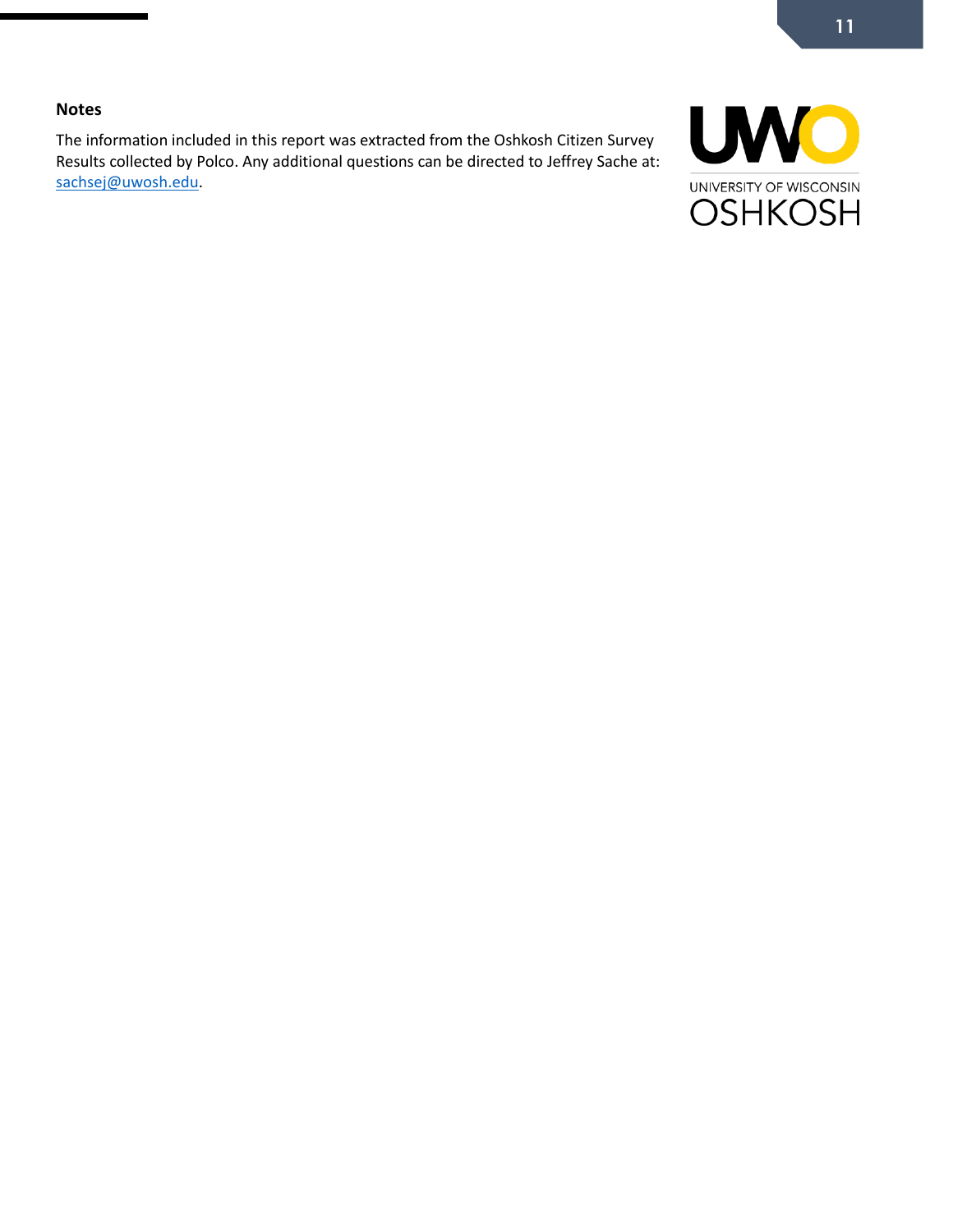### Notes

The information included in this report was extracted from the Oshkosh Citizen Survey Results collected by Polco. Any additional questions can be directed to Jeffrey Sache at: sachsej@uwosh.edu.

UWO

UNIVERSITY OF WISCONSIN

OSHKOSH